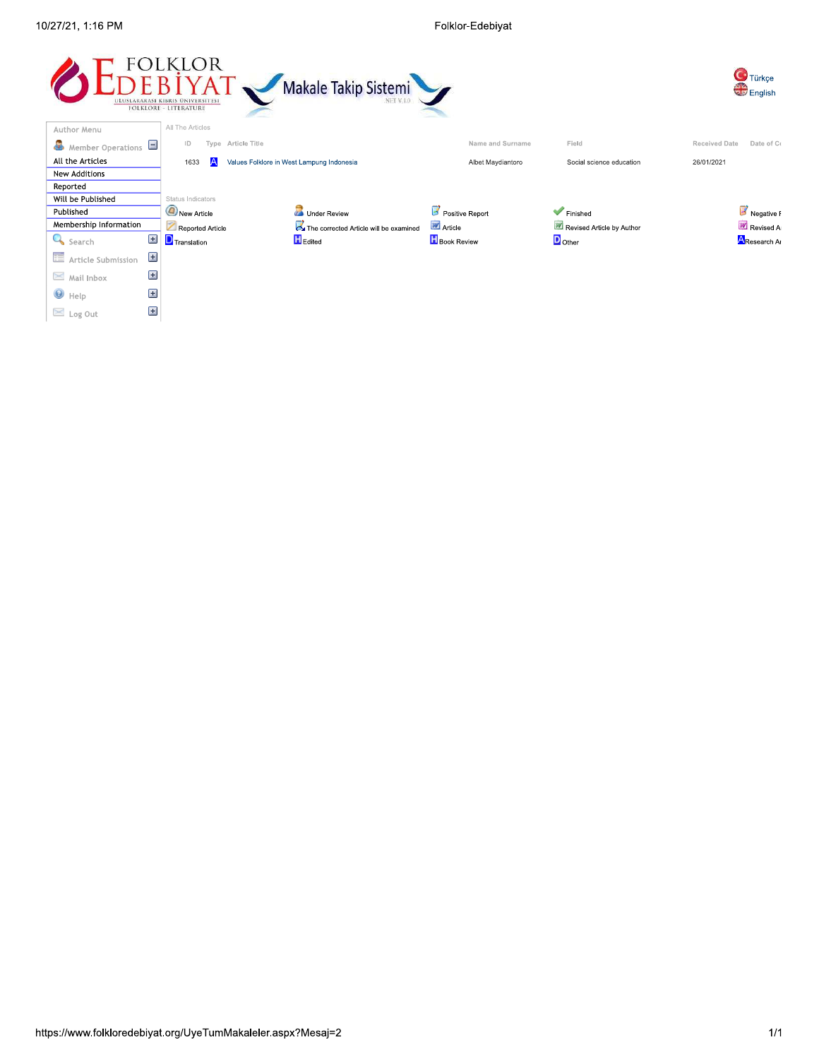FOLKLOR EDEBİYAT

ULUSLARARASI KIBRIS ÜNİVERSİTESİ
FOLKLORE - LITERATURE

Makale Takip Sistemi

NET V.1.0

Türkçe
English

**Author Menu**

- Member Operations
- All the Articles
- New Additions
- Reported
- Will be Published
- Published
- Membership Information
- Search
- Article Submission
- Mail Inbox
- Help
- Log Out

All The Articles

| ID | Type | Article Title | Name and Surname | Field | Received Date | Date of C |
|---|---|---|---|---|---|---|
| 1633 | A | Values Folklore in West Lampung Indonesia | Albet Maydiantoro | Social science education | 26/01/2021 | |

Status Indicators

| | | | | |
|---|---|---|---|---|
| New Article | Under Review | Positive Report | Finished | Negative F |
| Reported Article | The corrected Article will be examined | Article | Revised Article by Author | Revised A |
| D Translation | H Edited | K Book Review | D Other | A Research A |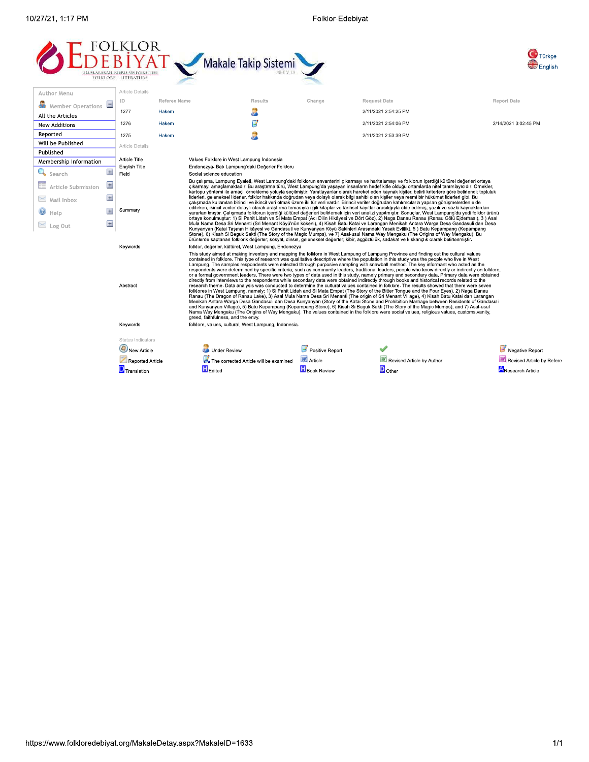# FOLKLOR EDEBİYAT

ULUSLARARASI KIBRIS ÜNİVERSİTESİ
FOLKLORE - LITERATURE

Makale Takip Sistemi
NET V.1.0

Türkçe
English

**Author Menu**

- Member Operations
- All the Articles
- New Additions
- Reported
- Will be Published
- Published
- Membership Information
- Search
- Article Submission
- Mail Inbox
- Help
- Log Out

Article Details

| ID | Referee Name | Results | Change | Request Date | Report Date |
|---|---|---|---|---|---|
| 1277 | Hakem | | | 2/11/2021 2:54:25 PM | |
| 1276 | Hakem | | | 2/11/2021 2:54:06 PM | 2/14/2021 3:02:45 PM |
| 1275 | Hakem | | | 2/11/2021 2:53:39 PM | |

Article Details

| | |
|---|---|
| Article Title | Values Folklore in West Lampung Indonesia |
| English Title | Endonezya- Batı Lampung'daki Değerler Folkloru |
| Field | Social science education |
| Summary | Bu çalışma, Lampung Eyaleti, West Lampung'daki folklorun envanterini çıkarmayı ve haritalamayı ve folklorun içerdiği kültürel değerleri ortaya çıkarmayı amaçlamaktadır. Bu araştırma türü, West Lampung'da yaşayan insanların hedef kitle olduğu ortamlarda nitel tanımlayıcıdır. Örnekler, kartopu yöntemi ile amaçlı örnekleme yoluyla seçilmiştir. Yanıtlayanlar olarak hareket eden kaynak kişiler, belirli kriterlere göre belirlendi; topluluk liderleri, geleneksel liderler, folklor hakkında doğrudan veya dolaylı olarak bilgi sahibi olan kişiler veya resmi bir hükümet liderleri gibi. Bu çalışmada kullanılan birincil ve ikincil veri olmak üzere iki tür veri vardır. Birincil veriler doğrudan katılımcılarla yapılan görüşmelerden elde edilirken, ikincil veriler dolaylı olarak araştırma temasıyla ilgili kitaplar ve tarihsel kayıtlar aracılığıyla elde edilmiş; yazılı ve sözlü kaynaklardan yararlanılmıştır. Çalışmada folklorun içerdiği kültürel değerleri belirlemek için veri analizi yapılmıştır. Sonuçlar, West Lampung'da yedi folklor ürünü ortaya konulmuştur: 1) Si Pahit Lidah ve Si Mata Empat (Acı Dilin Hikâyesi ve Dört Göz), 2) Naga Danau Ranau (Ranau Gölü Ejderhası), 3 ) Asal Mula Nama Desa Sri Menanti (Sri Menant Köyü'nün kökeni), 4) Kisah Batu Katai ve Larangan Menikah Antara Warga Desa Gandasuli dan Desa Kunyanyan (Katai Taşının Hikâyesi ve Gandasuli ve Kunyanyan Köyü Sakinleri Arasındaki Yasak Evlilik), 5 ) Batu Kepampang (Kepampang Stone), 6) Kisah Si Beguk Sakti (The Story of the Magic Mumps), ve 7) Asal-usul Nama Way Mengaku (The Origins of Way Mengaku). Bu ürünlerde saptanan folklorik değerler; sosyal, dinsel, geleneksel değerler; kibir, açgözlülük, sadakat ve kıskançlık olarak belirlenmiştir. |
| Keywords | folklor, değerler, kültürel, West Lampung, Endonezya |
| Abstract | This study aimed at making inventory and mapping the folklore in West Lampung of Lampung Province and finding out the cultural values contained in folklore. This type of research was qualitative descriptive where the population in this study was the people who live in West Lampung. The samples respondents were selected through purposive sampling with snawball method. The key informant who acted as the respondents were determined by specific criteria; such as community leaders, traditional leaders, people who know directly or indirectly on folklore, or a formal government leaders. There were two types of data used in this study, namely primary and secondary data. Primary data were obtained directly from interviews to the respondents while secondary data were obtained indirectly through books and historical records related to the research theme. Data analysis was conducted to determine the cultural values contained in folklore. The results showed that there were seven folklores in West Lampung, namely: 1) Si Pahit Lidah and Si Mata Empat (The Story of the Bitter Tongue and the Four Eyes), 2) Naga Danau Ranau (The Dragon of Ranau Lake), 3) Asal Mula Nama Desa Sri Menanti (The origin of Sri Menant Village), 4) Kisah Batu Katai dan Larangan Menikah Antara Warga Desa Gandasuli dan Desa Kunyanyan (Story of the Katai Stone and Prohibition Marriage between Residents of Gandasuli and Kunyanyan Village), 5) Batu Kepampang (Kepampang Stone), 6) Kisah Si Beguk Sakti (The Story of the Magic Mumps), and 7) Asal-usul Nama Way Mengaku (The Origins of Way Mengaku). The values contained in the folklore were social values, religious values, customs,vanity, greed, faithfulness, and the envy. |
| Keywords | folklore, values, cultural, West Lampung, Indonesia. |

Status Indicators

| | | | | |
|---|---|---|---|---|
| New Article | Under Review | Positive Report | | Negative Report |
| Reported Article | The corrected Article will be examined | Article | Revised Article by Author | Revised Article by Refere |
| D Translation | H Edited | H Book Review | D Other | A Research Article |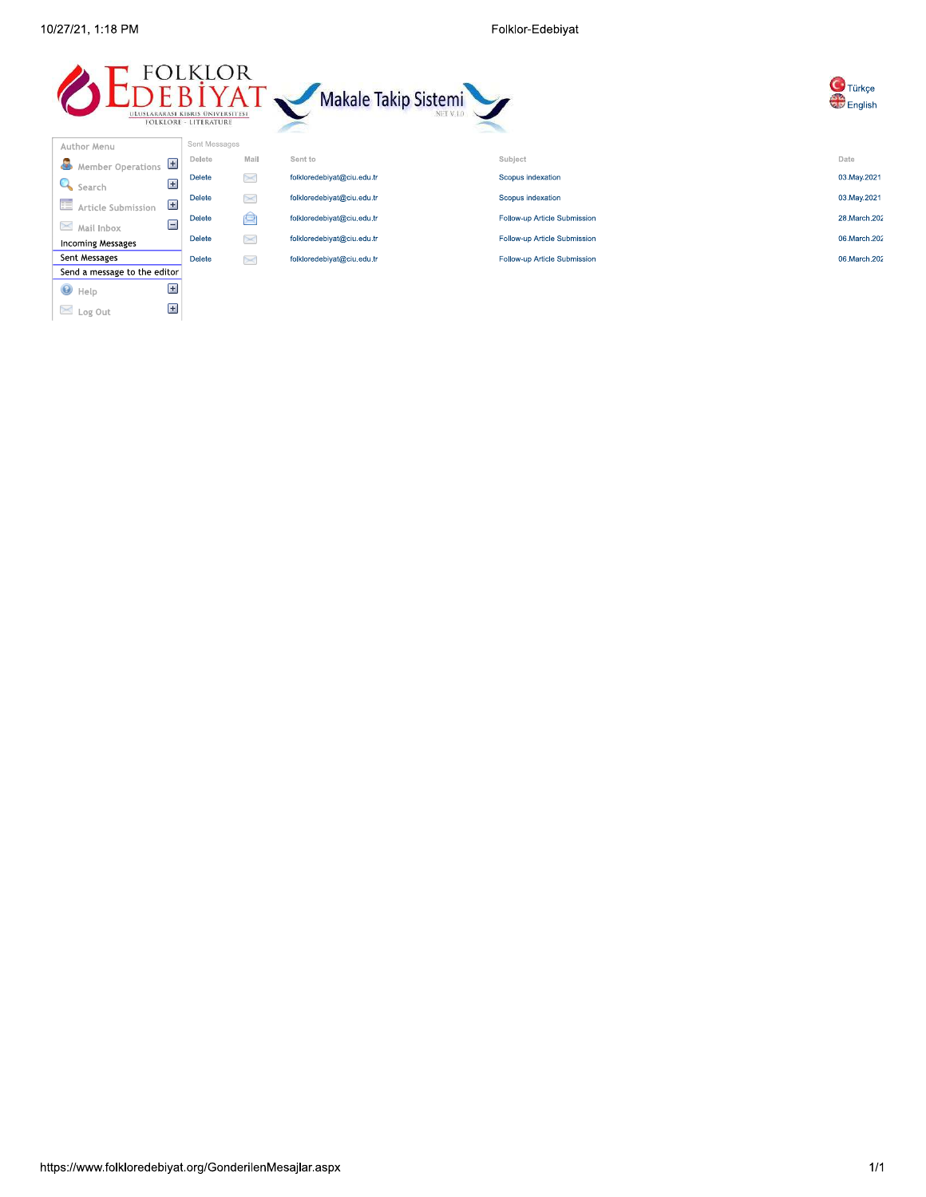FOLKLOR EDEBİYAT

ULUSLARARASI KIBRIS ÜNİVERSİTESİ
FOLKLORE - LITERATURE

Makale Takip Sistemi
NET V.1.0

Türkçe
English

**Author Menu**

- Member Operations
- Search
- Article Submission
- Mail Inbox
  - Incoming Messages
  - Sent Messages
  - Send a message to the editor
- Help
- Log Out

Sent Messages

| Delete | Mail | Sent to | Subject | Date |
|---|---|---|---|---|
| Delete | | folkloredebiyat@ciu.edu.tr | Scopus indexation | 03.May.2021 |
| Delete | | folkloredebiyat@ciu.edu.tr | Scopus indexation | 03.May.2021 |
| Delete | | folkloredebiyat@ciu.edu.tr | Follow-up Article Submission | 28.March.202 |
| Delete | | folkloredebiyat@ciu.edu.tr | Follow-up Article Submission | 06.March.202 |
| Delete | | folkloredebiyat@ciu.edu.tr | Follow-up Article Submission | 06.March.202 |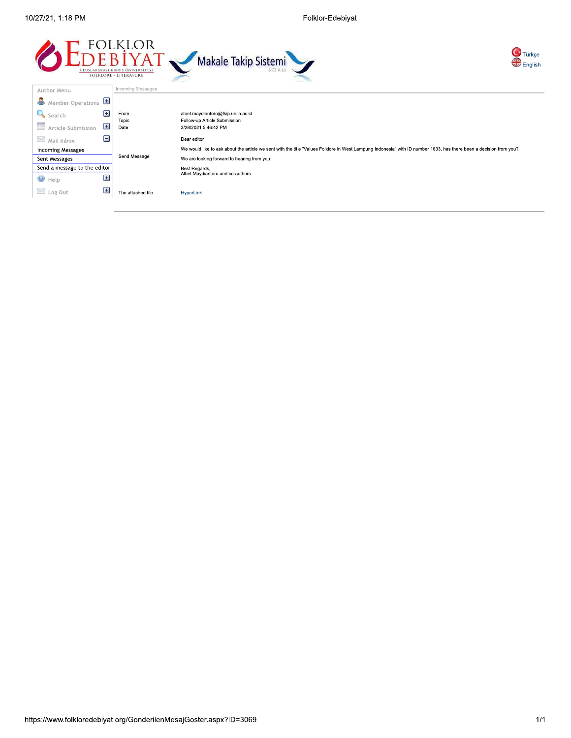FOLKLOR EDEBİYAT

ULUSLARARASI KIBRIS ÜNİVERSİTESİ
FOLKLORE - LITERATURE

Makale Takip Sistemi

NET V.1.0

Türkçe
English

Author Menu

- Member Operations
- Search
- Article Submission
- Mail Inbox
  - Incoming Messages
  - Sent Messages
  - Send a message to the editor
- Help
- Log Out

Incoming Messages

| | |
|---|---|
| From | albet.maydiantoro@fkip.unila.ac.id |
| Topic | Follow-up Article Submission |
| Date | 3/28/2021 5:46:42 PM |
| Send Message | Dear editor<br><br>We would like to ask about the article we sent with the title "Values Folklore in West Lampung Indonesia" with ID number 1633, has there been a decision from you?<br><br>We are looking forward to hearing from you.<br><br>Best Regards,<br>Albet Maydiantoro and co-authors |
| The attached file | HyperLink |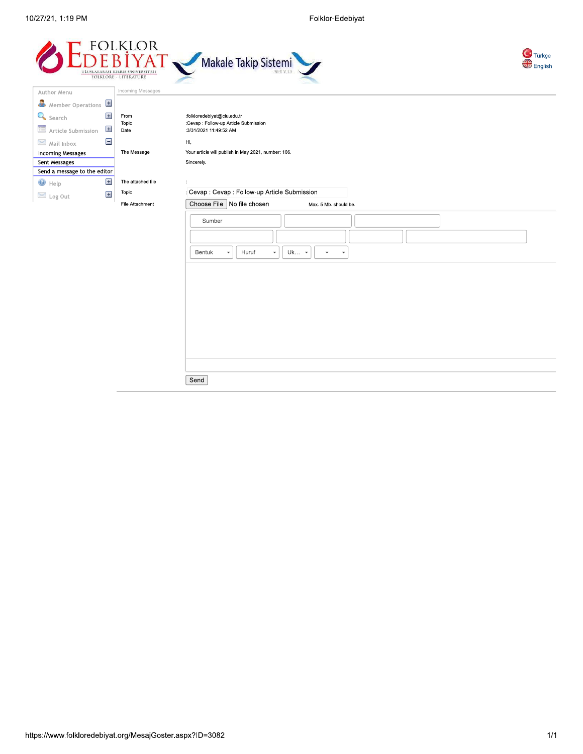FOLKLOR EDEBİYAT

ULUSLARARASI KIBRIS ÜNİVERSİTESİ

FOLKLORE - LITERATURE

Makale Takip Sistemi

NET V.1.0

Türkçe

English

Author Menu

- Member Operations
- Search
- Article Submission
- Mail Inbox
  - Incoming Messages
  - Sent Messages
  - Send a message to the editor
- Help
- Log Out

Incoming Messages

| | |
|---|---|
| From | :folkloredebiyat@ciu.edu.tr |
| Topic | :Cevap : Follow-up Article Submission |
| Date | :3/31/2021 11:49:52 AM |
| The Message | Hi,<br>Your article will publish in May 2021, number: 106.<br>Sincerely. |
| The attached file | : |
| Topic | : Cevap : Cevap : Follow-up Article Submission |
| File Attachment | Choose File No file chosen Max. 5 Mb. should be. |

Sumber

Bentuk Huruf Uk...

Send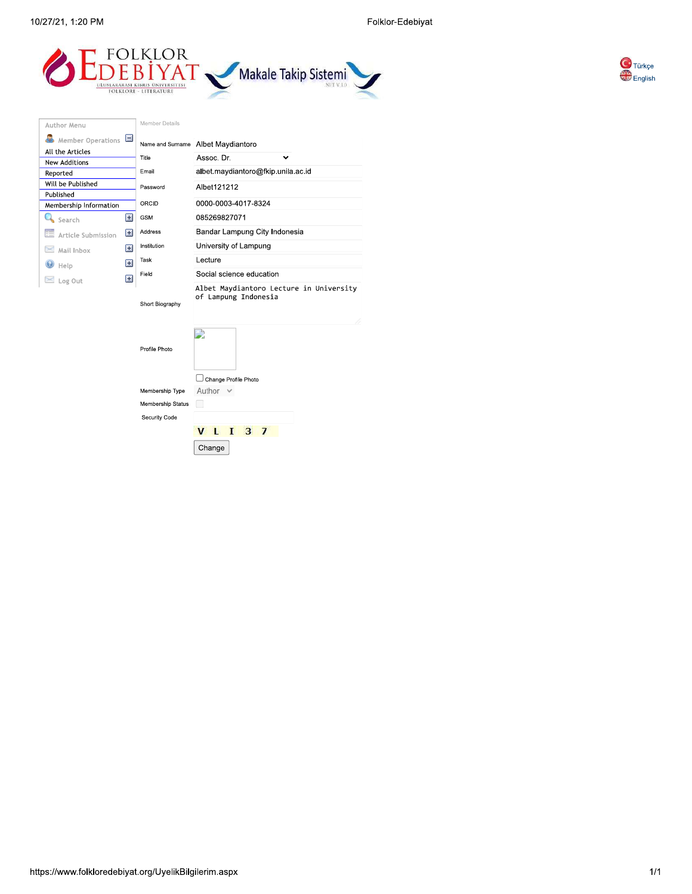FOLKLOR EDEBİYAT

ULUSLARARASI KIBRIS ÜNİVERSİTESİ
FOLKLORE - LITERATURE

Makale Takip Sistemi

NET V.1.0

Türkçe
English

Author Menu

- Member Operations
  - All the Articles
  - New Additions
  - Reported
  - Will be Published
  - Published
  - Membership Information
- Search
- Article Submission
- Mail Inbox
- Help
- Log Out

Member Details

| | |
|---|---|
| Name and Surname | Albet Maydiantoro |
| Title | Assoc. Dr. |
| Email | albet.maydiantoro@fkip.unila.ac.id |
| Password | Albet121212 |
| ORCID | 0000-0003-4017-8324 |
| GSM | 085269827071 |
| Address | Bandar Lampung City Indonesia |
| Institution | University of Lampung |
| Task | Lecture |
| Field | Social science education |
| Short Biography | Albet Maydiantoro Lecture in University of Lampung Indonesia |
| Profile Photo | Change Profile Photo |
| Membership Type | Author |
| Membership Status | |
| Security Code | V L I 3 7 |

Change